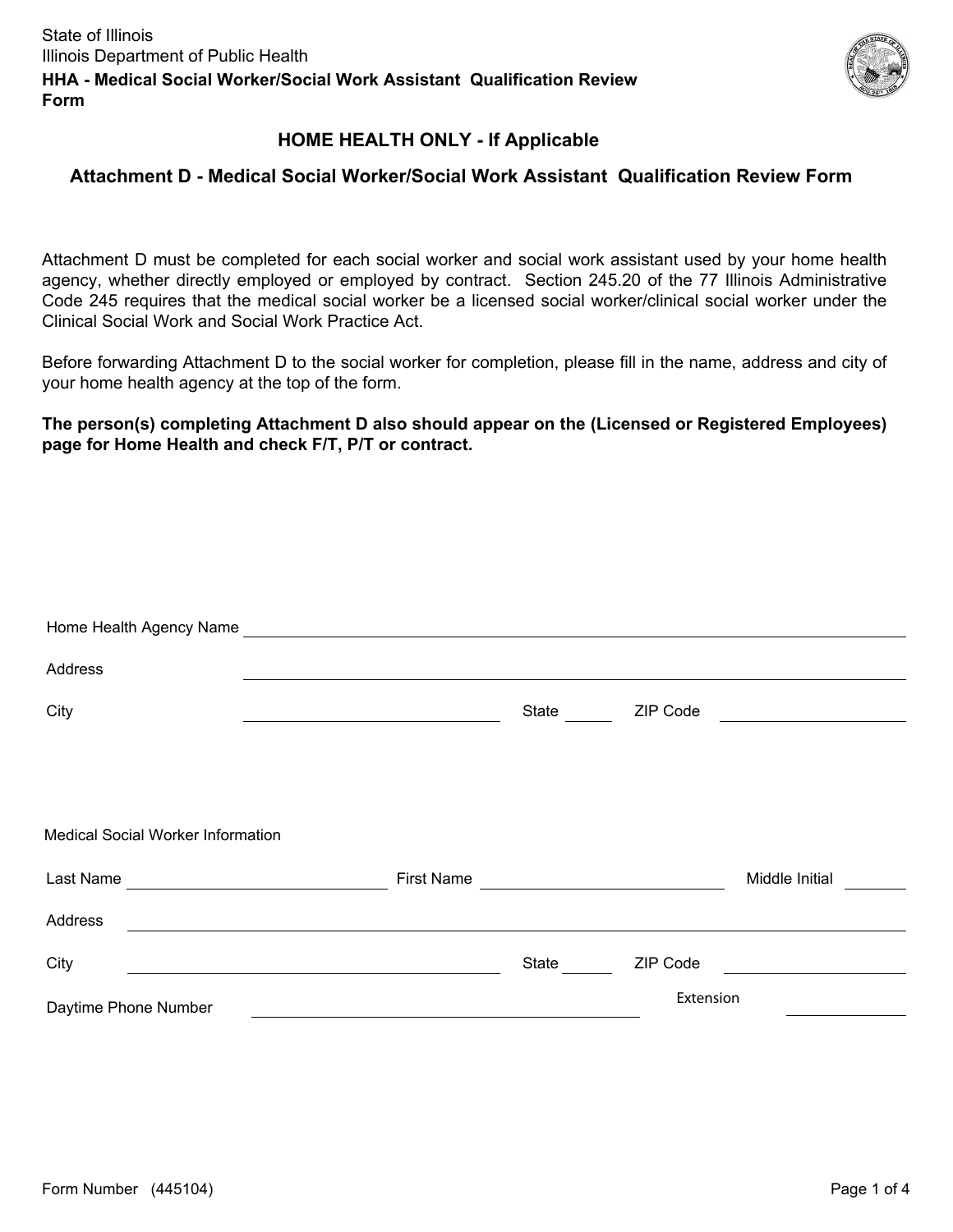State of Illinois
Illinois Department of Public Health
**HHA - Medical Social Worker/Social Work Assistant Qualification Review Form**

## HOME HEALTH ONLY - If Applicable

## Attachment D - Medical Social Worker/Social Work Assistant Qualification Review Form

Attachment D must be completed for each social worker and social work assistant used by your home health agency, whether directly employed or employed by contract. Section 245.20 of the 77 Illinois Administrative Code 245 requires that the medical social worker be a licensed social worker/clinical social worker under the Clinical Social Work and Social Work Practice Act.

Before forwarding Attachment D to the social worker for completion, please fill in the name, address and city of your home health agency at the top of the form.

**The person(s) completing Attachment D also should appear on the (Licensed or Registered Employees) page for Home Health and check F/T, P/T or contract.**

Home Health Agency Name ______________________

Address ______________________

City ______________________ State ______ ZIP Code ______________________

Medical Social Worker Information

Last Name ______________________ First Name ______________________ Middle Initial ______

Address ______________________

City ______________________ State ______ ZIP Code ______________________

Daytime Phone Number ______________________ Extension ______________________

Form Number (445104)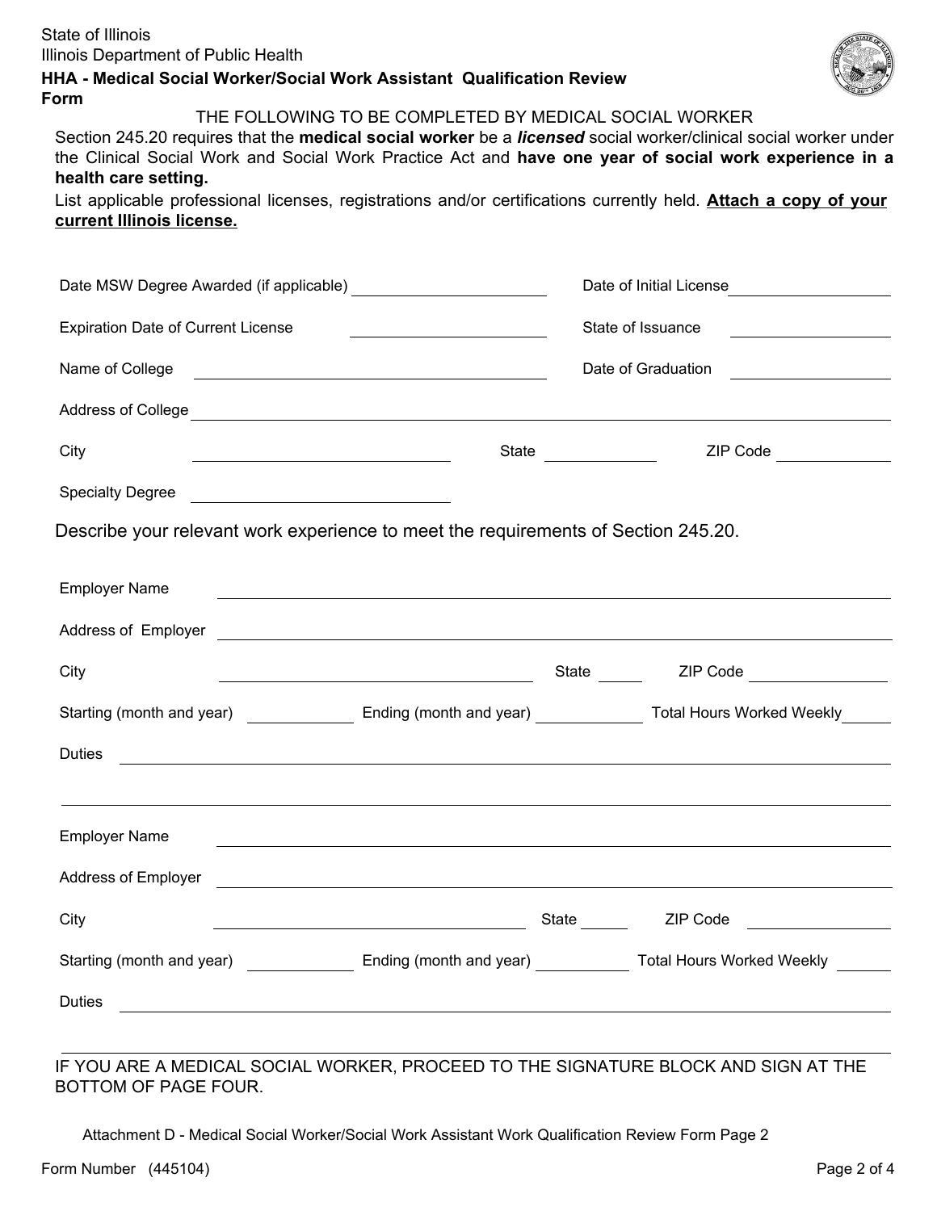State of Illinois
Illinois Department of Public Health

**HHA - Medical Social Worker/Social Work Assistant Qualification Review Form**

THE FOLLOWING TO BE COMPLETED BY MEDICAL SOCIAL WORKER

Section 245.20 requires that the **medical social worker** be a ***licensed*** social worker/clinical social worker under the Clinical Social Work and Social Work Practice Act and **have one year of social work experience in a health care setting.**

List applicable professional licenses, registrations and/or certifications currently held. **Attach a copy of your current Illinois license.**

Date MSW Degree Awarded (if applicable) ____________________ Date of Initial License ____________________

Expiration Date of Current License ____________________ State of Issuance ____________________

Name of College ____________________ Date of Graduation ____________________

Address of College ________________________________________

City ____________________ State ____________ ZIP Code ____________

Specialty Degree ____________________

Describe your relevant work experience to meet the requirements of Section 245.20.

Employer Name ________________________________________

Address of Employer ________________________________________

City ____________________ State ______ ZIP Code ____________

Starting (month and year) ____________ Ending (month and year) ____________ Total Hours Worked Weekly ______

Duties ________________________________________

________________________________________

Employer Name ________________________________________

Address of Employer ________________________________________

City ____________________ State ______ ZIP Code ____________

Starting (month and year) ____________ Ending (month and year) ____________ Total Hours Worked Weekly ______

Duties ________________________________________

________________________________________

IF YOU ARE A MEDICAL SOCIAL WORKER, PROCEED TO THE SIGNATURE BLOCK AND SIGN AT THE BOTTOM OF PAGE FOUR.

Attachment D - Medical Social Worker/Social Work Assistant Work Qualification Review Form Page 2

Form Number (445104)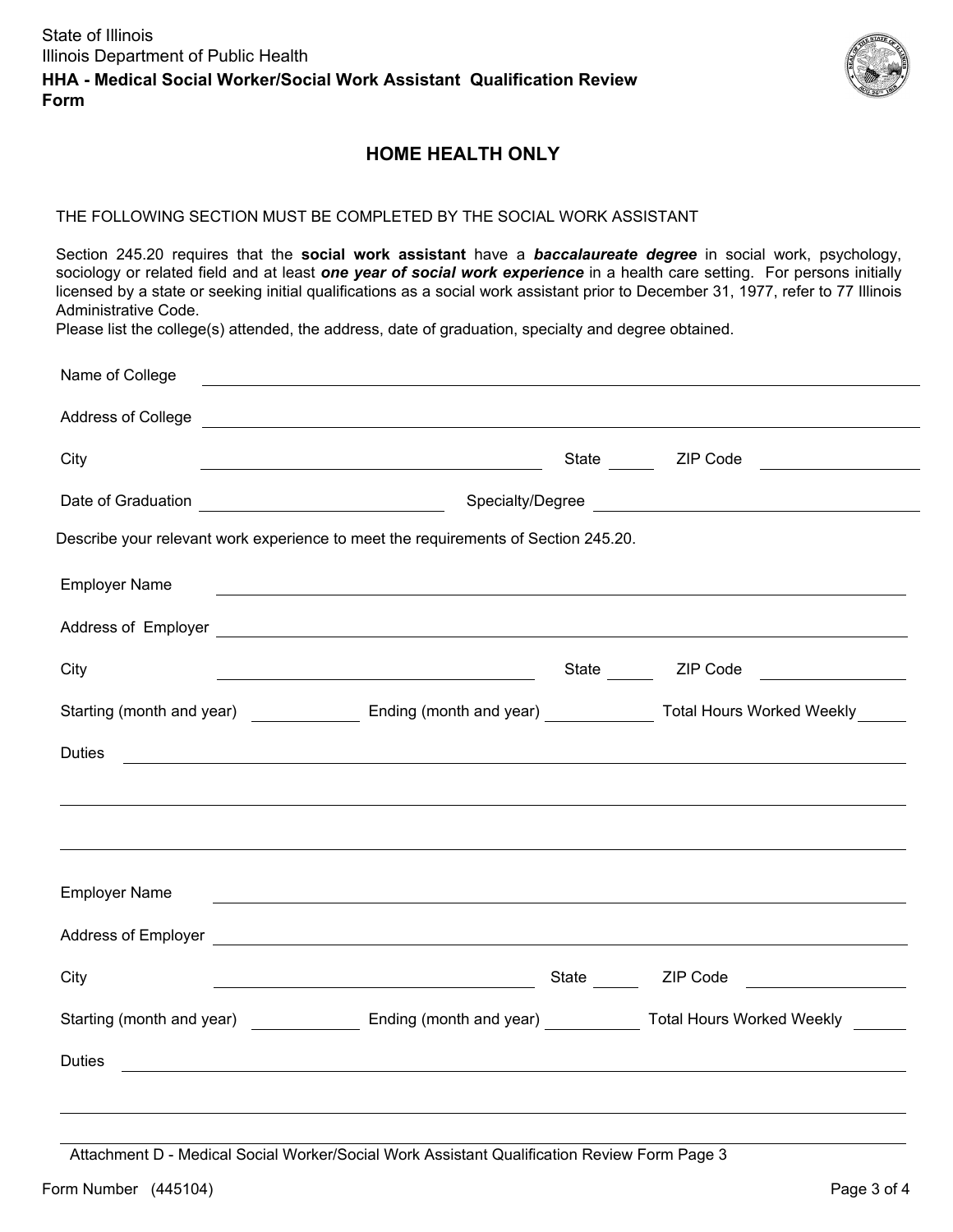State of Illinois
Illinois Department of Public Health

**HHA - Medical Social Worker/Social Work Assistant Qualification Review Form**

## HOME HEALTH ONLY

THE FOLLOWING SECTION MUST BE COMPLETED BY THE SOCIAL WORK ASSISTANT

Section 245.20 requires that the **social work assistant** have a ***baccalaureate degree*** in social work, psychology, sociology or related field and at least ***one year of social work experience*** in a health care setting. For persons initially licensed by a state or seeking initial qualifications as a social work assistant prior to December 31, 1977, refer to 77 Illinois Administrative Code.

Please list the college(s) attended, the address, date of graduation, specialty and degree obtained.

Name of College ______________________________

Address of College ______________________________

City ____________________ State ______ ZIP Code ____________

Date of Graduation ____________________ Specialty/Degree ____________________

Describe your relevant work experience to meet the requirements of Section 245.20.

Employer Name ______________________________

Address of Employer ______________________________

City ____________________ State ______ ZIP Code ____________

Starting (month and year) __________ Ending (month and year) __________ Total Hours Worked Weekly ______

Duties ______________________________

______________________________

______________________________

Employer Name ______________________________

Address of Employer ______________________________

City ____________________ State ______ ZIP Code ____________

Starting (month and year) __________ Ending (month and year) __________ Total Hours Worked Weekly ______

Duties ______________________________

______________________________

______________________________

Attachment D - Medical Social Worker/Social Work Assistant Qualification Review Form Page 3

Form Number (445104)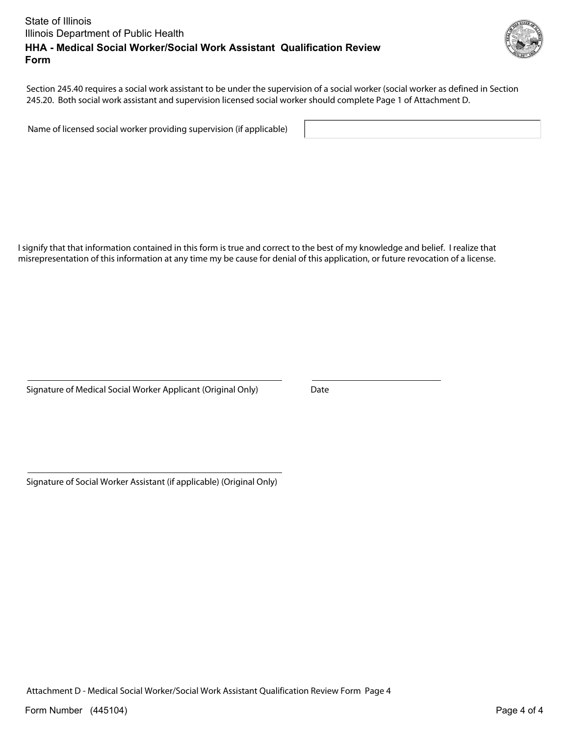State of Illinois
Illinois Department of Public Health

**HHA - Medical Social Worker/Social Work Assistant Qualification Review Form**

Section 245.40 requires a social work assistant to be under the supervision of a social worker (social worker as defined in Section 245.20. Both social work assistant and supervision licensed social worker should complete Page 1 of Attachment D.

Name of licensed social worker providing supervision (if applicable) ______________________

I signify that that information contained in this form is true and correct to the best of my knowledge and belief. I realize that misrepresentation of this information at any time my be cause for denial of this application, or future revocation of a license.

______________________________
Signature of Medical Social Worker Applicant (Original Only)

______________________________
Date

______________________________
Signature of Social Worker Assistant (if applicable) (Original Only)

Attachment D - Medical Social Worker/Social Work Assistant Qualification Review Form Page 4

Form Number (445104)